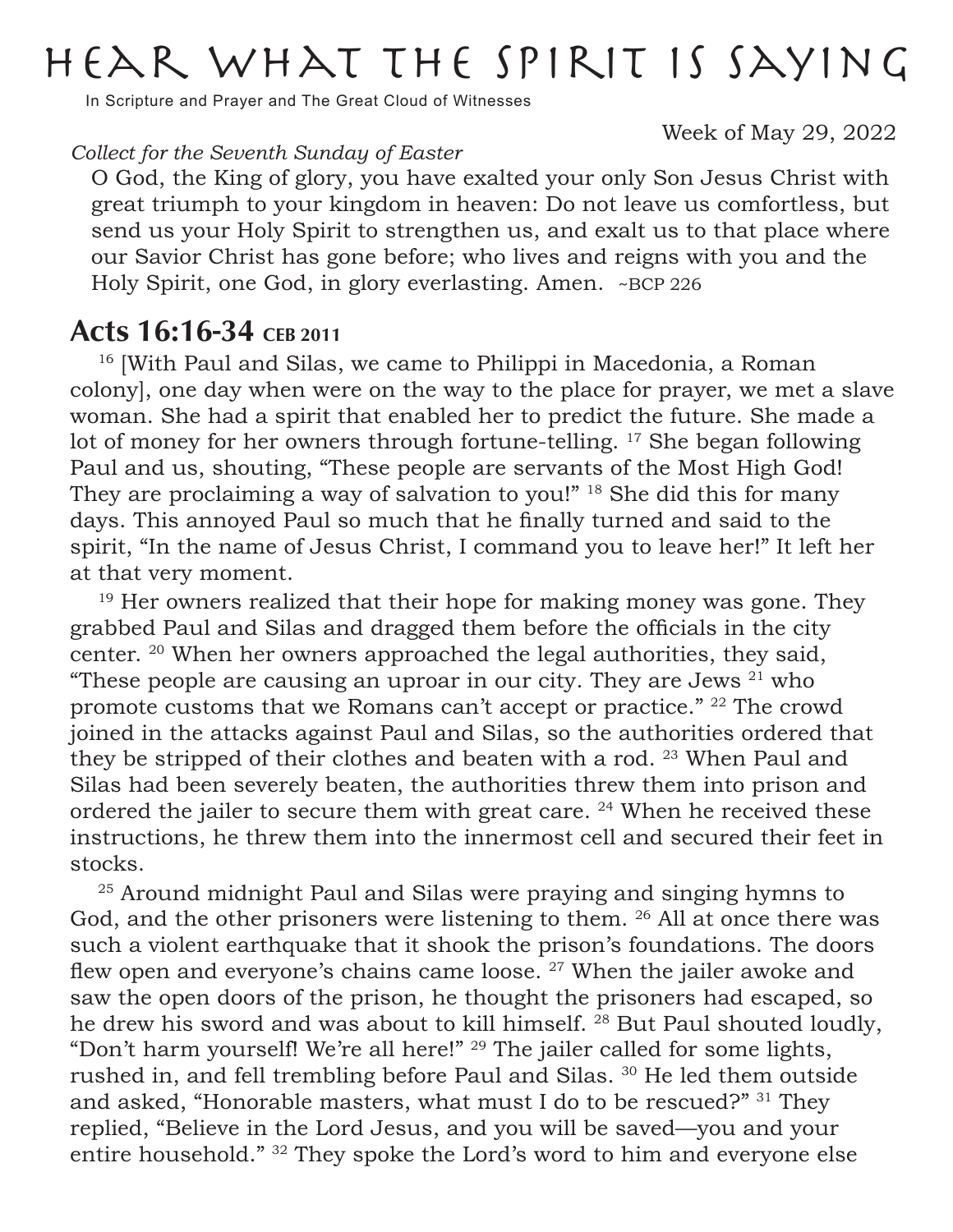# Hear What the Spirit is Saying

In Scripture and Prayer and The Great Cloud of Witnesses

Week of May 29, 2022

*Collect for the Seventh Sunday of Easter*

O God, the King of glory, you have exalted your only Son Jesus Christ with great triumph to your kingdom in heaven: Do not leave us comfortless, but send us your Holy Spirit to strengthen us, and exalt us to that place where our Savior Christ has gone before; who lives and reigns with you and the Holy Spirit, one God, in glory everlasting. Amen. ~BCP 226

## Acts 16:16-34 CEB 2011

[16] [With Paul and Silas, we came to Philippi in Macedonia, a Roman colony], one day when were on the way to the place for prayer, we met a slave woman. She had a spirit that enabled her to predict the future. She made a lot of money for her owners through fortune-telling. [17] She began following Paul and us, shouting, "These people are servants of the Most High God! They are proclaiming a way of salvation to you!" [18] She did this for many days. This annoyed Paul so much that he finally turned and said to the spirit, "In the name of Jesus Christ, I command you to leave her!" It left her at that very moment.

[19] Her owners realized that their hope for making money was gone. They grabbed Paul and Silas and dragged them before the officials in the city center. [20] When her owners approached the legal authorities, they said, "These people are causing an uproar in our city. They are Jews [21] who promote customs that we Romans can't accept or practice." [22] The crowd joined in the attacks against Paul and Silas, so the authorities ordered that they be stripped of their clothes and beaten with a rod. [23] When Paul and Silas had been severely beaten, the authorities threw them into prison and ordered the jailer to secure them with great care. [24] When he received these instructions, he threw them into the innermost cell and secured their feet in stocks.

[25] Around midnight Paul and Silas were praying and singing hymns to God, and the other prisoners were listening to them. [26] All at once there was such a violent earthquake that it shook the prison's foundations. The doors flew open and everyone's chains came loose. [27] When the jailer awoke and saw the open doors of the prison, he thought the prisoners had escaped, so he drew his sword and was about to kill himself. [28] But Paul shouted loudly, "Don't harm yourself! We're all here!" [29] The jailer called for some lights, rushed in, and fell trembling before Paul and Silas. [30] He led them outside and asked, "Honorable masters, what must I do to be rescued?" [31] They replied, "Believe in the Lord Jesus, and you will be saved—you and your entire household." [32] They spoke the Lord's word to him and everyone else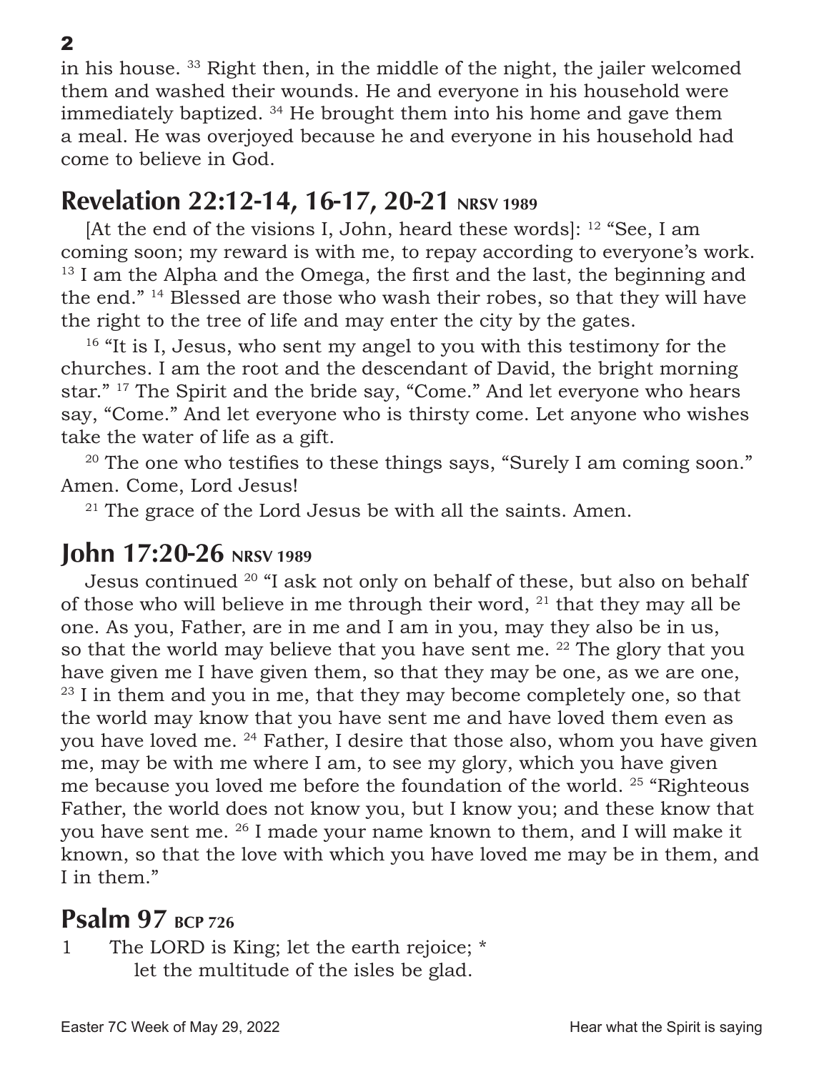in his house. [33] Right then, in the middle of the night, the jailer welcomed them and washed their wounds. He and everyone in his household were immediately baptized. [34] He brought them into his home and gave them a meal. He was overjoyed because he and everyone in his household had come to believe in God.

## Revelation 22:12-14, 16-17, 20-21 NRSV 1989

[At the end of the visions I, John, heard these words]: [12] "See, I am coming soon; my reward is with me, to repay according to everyone's work. [13] I am the Alpha and the Omega, the first and the last, the beginning and the end." [14] Blessed are those who wash their robes, so that they will have the right to the tree of life and may enter the city by the gates.

[16] "It is I, Jesus, who sent my angel to you with this testimony for the churches. I am the root and the descendant of David, the bright morning star." [17] The Spirit and the bride say, "Come." And let everyone who hears say, "Come." And let everyone who is thirsty come. Let anyone who wishes take the water of life as a gift.

[20] The one who testifies to these things says, "Surely I am coming soon." Amen. Come, Lord Jesus!

[21] The grace of the Lord Jesus be with all the saints. Amen.

## John 17:20-26 NRSV 1989

Jesus continued [20] "I ask not only on behalf of these, but also on behalf of those who will believe in me through their word, [21] that they may all be one. As you, Father, are in me and I am in you, may they also be in us, so that the world may believe that you have sent me. [22] The glory that you have given me I have given them, so that they may be one, as we are one, [23] I in them and you in me, that they may become completely one, so that the world may know that you have sent me and have loved them even as you have loved me. [24] Father, I desire that those also, whom you have given me, may be with me where I am, to see my glory, which you have given me because you loved me before the foundation of the world. [25] "Righteous Father, the world does not know you, but I know you; and these know that you have sent me. [26] I made your name known to them, and I will make it known, so that the love with which you have loved me may be in them, and I in them."

## Psalm 97 BCP 726

1 The LORD is King; let the earth rejoice; *
 let the multitude of the isles be glad.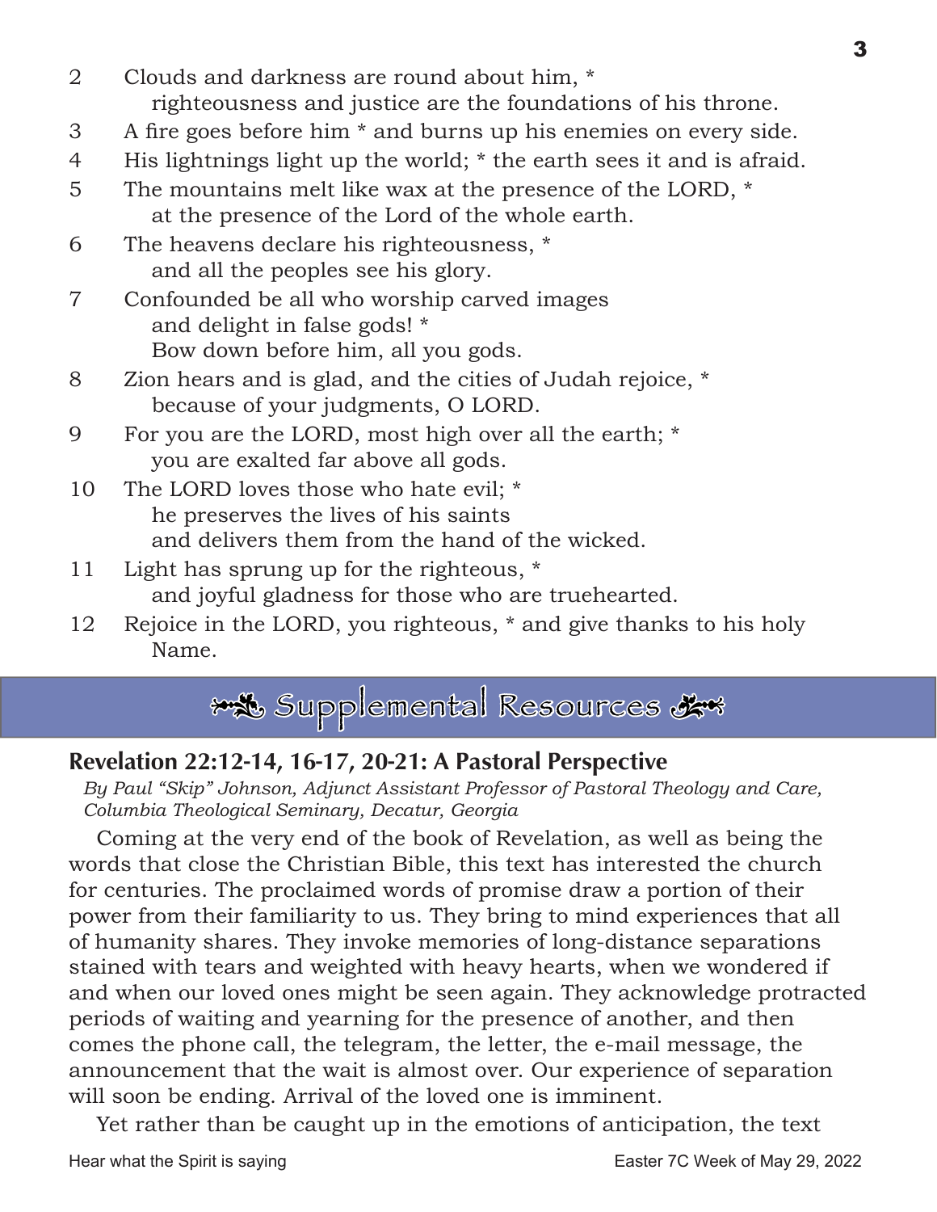2 Clouds and darkness are round about him, *
   righteousness and justice are the foundations of his throne.

3 A fire goes before him * and burns up his enemies on every side.

4 His lightnings light up the world; * the earth sees it and is afraid.

5 The mountains melt like wax at the presence of the LORD, *
   at the presence of the Lord of the whole earth.

6 The heavens declare his righteousness, *
   and all the peoples see his glory.

7 Confounded be all who worship carved images
   and delight in false gods! *
   Bow down before him, all you gods.

8 Zion hears and is glad, and the cities of Judah rejoice, *
   because of your judgments, O LORD.

9 For you are the LORD, most high over all the earth; *
   you are exalted far above all gods.

10 The LORD loves those who hate evil; *
   he preserves the lives of his saints
   and delivers them from the hand of the wicked.

11 Light has sprung up for the righteous, *
   and joyful gladness for those who are truehearted.

12 Rejoice in the LORD, you righteous, * and give thanks to his holy
   Name.

## Supplemental Resources

### Revelation 22:12-14, 16-17, 20-21: A Pastoral Perspective

*By Paul "Skip" Johnson, Adjunct Assistant Professor of Pastoral Theology and Care, Columbia Theological Seminary, Decatur, Georgia*

Coming at the very end of the book of Revelation, as well as being the words that close the Christian Bible, this text has interested the church for centuries. The proclaimed words of promise draw a portion of their power from their familiarity to us. They bring to mind experiences that all of humanity shares. They invoke memories of long-distance separations stained with tears and weighted with heavy hearts, when we wondered if and when our loved ones might be seen again. They acknowledge protracted periods of waiting and yearning for the presence of another, and then comes the phone call, the telegram, the letter, the e-mail message, the announcement that the wait is almost over. Our experience of separation will soon be ending. Arrival of the loved one is imminent.

Yet rather than be caught up in the emotions of anticipation, the text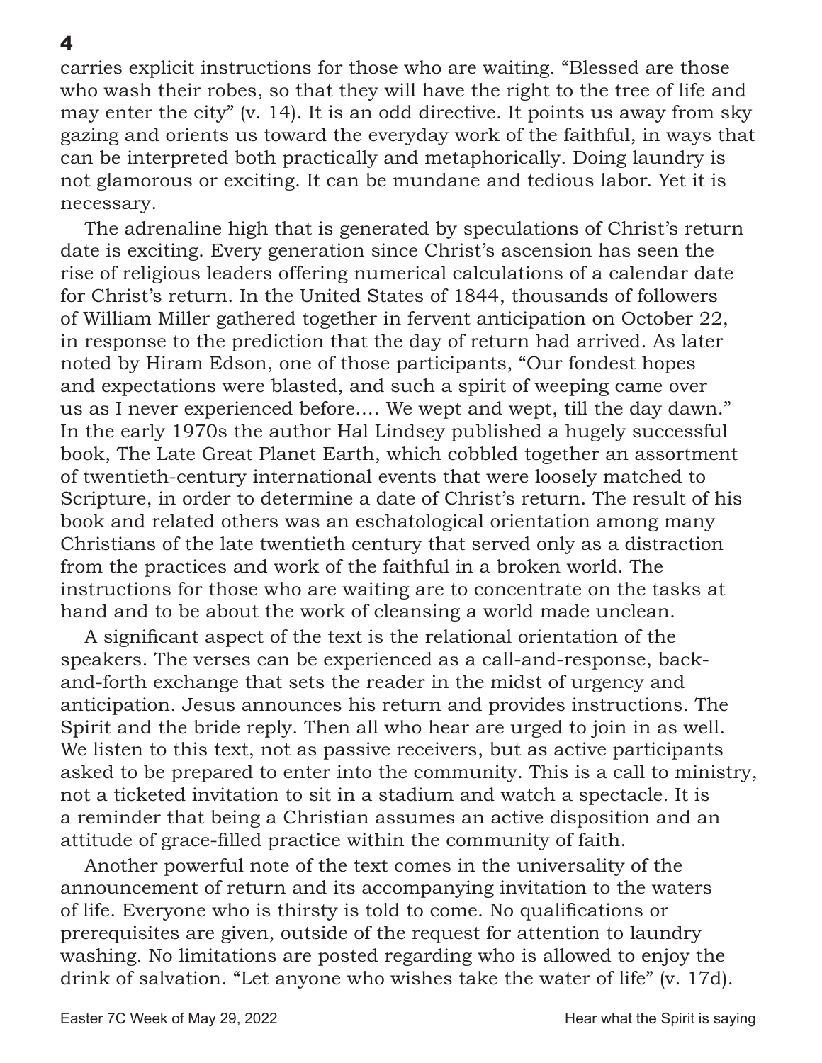carries explicit instructions for those who are waiting. "Blessed are those who wash their robes, so that they will have the right to the tree of life and may enter the city" (v. 14). It is an odd directive. It points us away from sky gazing and orients us toward the everyday work of the faithful, in ways that can be interpreted both practically and metaphorically. Doing laundry is not glamorous or exciting. It can be mundane and tedious labor. Yet it is necessary.

The adrenaline high that is generated by speculations of Christ's return date is exciting. Every generation since Christ's ascension has seen the rise of religious leaders offering numerical calculations of a calendar date for Christ's return. In the United States of 1844, thousands of followers of William Miller gathered together in fervent anticipation on October 22, in response to the prediction that the day of return had arrived. As later noted by Hiram Edson, one of those participants, "Our fondest hopes and expectations were blasted, and such a spirit of weeping came over us as I never experienced before…. We wept and wept, till the day dawn." In the early 1970s the author Hal Lindsey published a hugely successful book, The Late Great Planet Earth, which cobbled together an assortment of twentieth-century international events that were loosely matched to Scripture, in order to determine a date of Christ's return. The result of his book and related others was an eschatological orientation among many Christians of the late twentieth century that served only as a distraction from the practices and work of the faithful in a broken world. The instructions for those who are waiting are to concentrate on the tasks at hand and to be about the work of cleansing a world made unclean.

A significant aspect of the text is the relational orientation of the speakers. The verses can be experienced as a call-and-response, back-and-forth exchange that sets the reader in the midst of urgency and anticipation. Jesus announces his return and provides instructions. The Spirit and the bride reply. Then all who hear are urged to join in as well. We listen to this text, not as passive receivers, but as active participants asked to be prepared to enter into the community. This is a call to ministry, not a ticketed invitation to sit in a stadium and watch a spectacle. It is a reminder that being a Christian assumes an active disposition and an attitude of grace-filled practice within the community of faith.

Another powerful note of the text comes in the universality of the announcement of return and its accompanying invitation to the waters of life. Everyone who is thirsty is told to come. No qualifications or prerequisites are given, outside of the request for attention to laundry washing. No limitations are posted regarding who is allowed to enjoy the drink of salvation. "Let anyone who wishes take the water of life" (v. 17d).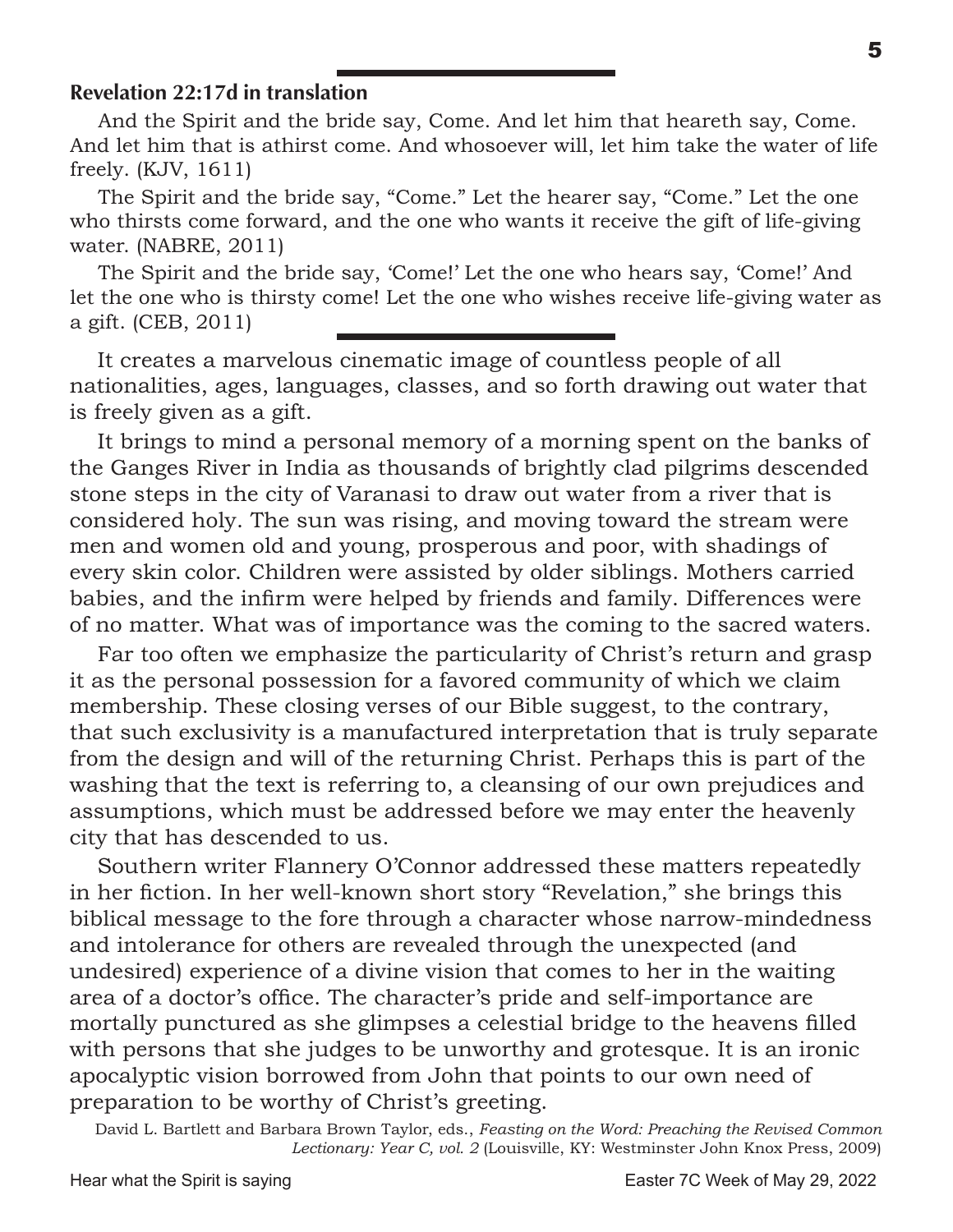**Revelation 22:17d in translation**

And the Spirit and the bride say, Come. And let him that heareth say, Come. And let him that is athirst come. And whosoever will, let him take the water of life freely. (KJV, 1611)

The Spirit and the bride say, "Come." Let the hearer say, "Come." Let the one who thirsts come forward, and the one who wants it receive the gift of life-giving water. (NABRE, 2011)

The Spirit and the bride say, 'Come!' Let the one who hears say, 'Come!' And let the one who is thirsty come! Let the one who wishes receive life-giving water as a gift. (CEB, 2011)

---

It creates a marvelous cinematic image of countless people of all nationalities, ages, languages, classes, and so forth drawing out water that is freely given as a gift.

It brings to mind a personal memory of a morning spent on the banks of the Ganges River in India as thousands of brightly clad pilgrims descended stone steps in the city of Varanasi to draw out water from a river that is considered holy. The sun was rising, and moving toward the stream were men and women old and young, prosperous and poor, with shadings of every skin color. Children were assisted by older siblings. Mothers carried babies, and the infirm were helped by friends and family. Differences were of no matter. What was of importance was the coming to the sacred waters.

Far too often we emphasize the particularity of Christ's return and grasp it as the personal possession for a favored community of which we claim membership. These closing verses of our Bible suggest, to the contrary, that such exclusivity is a manufactured interpretation that is truly separate from the design and will of the returning Christ. Perhaps this is part of the washing that the text is referring to, a cleansing of our own prejudices and assumptions, which must be addressed before we may enter the heavenly city that has descended to us.

Southern writer Flannery O'Connor addressed these matters repeatedly in her fiction. In her well-known short story "Revelation," she brings this biblical message to the fore through a character whose narrow-mindedness and intolerance for others are revealed through the unexpected (and undesired) experience of a divine vision that comes to her in the waiting area of a doctor's office. The character's pride and self-importance are mortally punctured as she glimpses a celestial bridge to the heavens filled with persons that she judges to be unworthy and grotesque. It is an ironic apocalyptic vision borrowed from John that points to our own need of preparation to be worthy of Christ's greeting.

David L. Bartlett and Barbara Brown Taylor, eds., *Feasting on the Word: Preaching the Revised Common Lectionary: Year C, vol. 2* (Louisville, KY: Westminster John Knox Press, 2009)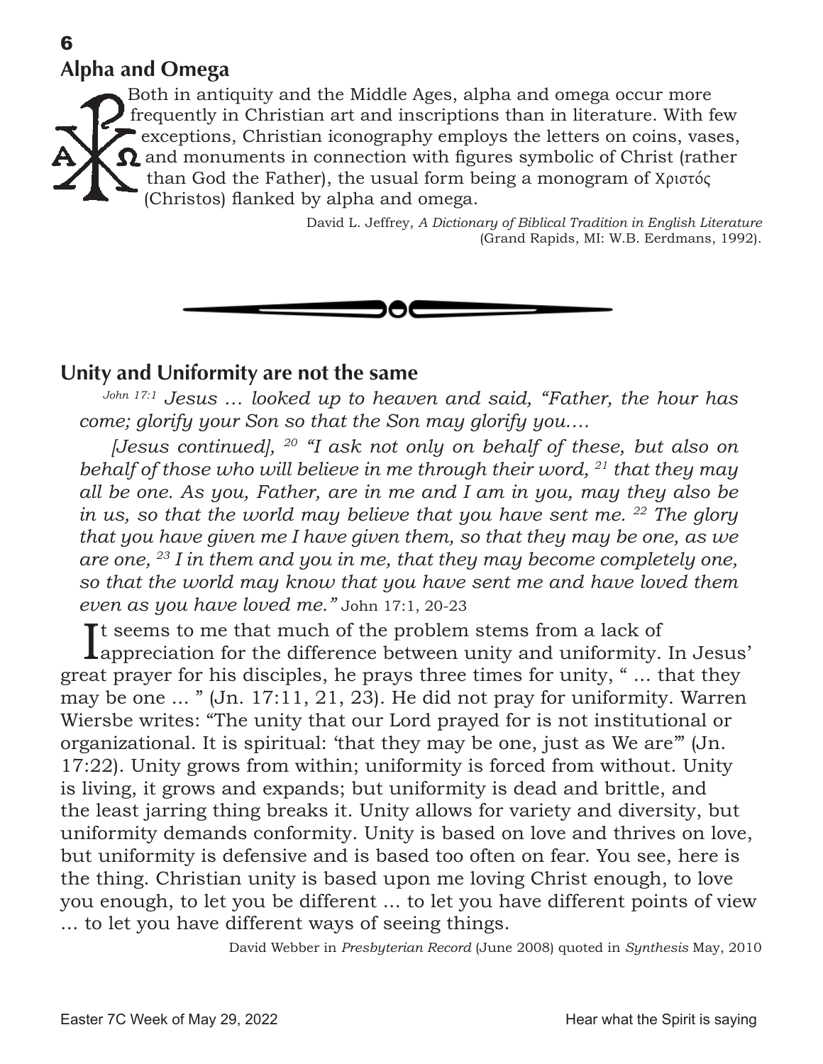## Alpha and Omega

Both in antiquity and the Middle Ages, alpha and omega occur more frequently in Christian art and inscriptions than in literature. With few exceptions, Christian iconography employs the letters on coins, vases, and monuments in connection with figures symbolic of Christ (rather than God the Father), the usual form being a monogram of Χριστός (Christos) flanked by alpha and omega.

David L. Jeffrey, *A Dictionary of Biblical Tradition in English Literature* (Grand Rapids, MI: W.B. Eerdmans, 1992).

## Unity and Uniformity are not the same

*[John 17:1] Jesus … looked up to heaven and said, "Father, the hour has come; glorify your Son so that the Son may glorify you.…*

*[Jesus continued], [20] "I ask not only on behalf of these, but also on behalf of those who will believe in me through their word, [21] that they may all be one. As you, Father, are in me and I am in you, may they also be in us, so that the world may believe that you have sent me. [22] The glory that you have given me I have given them, so that they may be one, as we are one, [23] I in them and you in me, that they may become completely one, so that the world may know that you have sent me and have loved them even as you have loved me."* John 17:1, 20-23

It seems to me that much of the problem stems from a lack of appreciation for the difference between unity and uniformity. In Jesus' great prayer for his disciples, he prays three times for unity, " … that they may be one … " (Jn. 17:11, 21, 23). He did not pray for uniformity. Warren Wiersbe writes: "The unity that our Lord prayed for is not institutional or organizational. It is spiritual: 'that they may be one, just as We are'" (Jn. 17:22). Unity grows from within; uniformity is forced from without. Unity is living, it grows and expands; but uniformity is dead and brittle, and the least jarring thing breaks it. Unity allows for variety and diversity, but uniformity demands conformity. Unity is based on love and thrives on love, but uniformity is defensive and is based too often on fear. You see, here is the thing. Christian unity is based upon me loving Christ enough, to love you enough, to let you be different … to let you have different points of view … to let you have different ways of seeing things.

David Webber in *Presbyterian Record* (June 2008) quoted in *Synthesis* May, 2010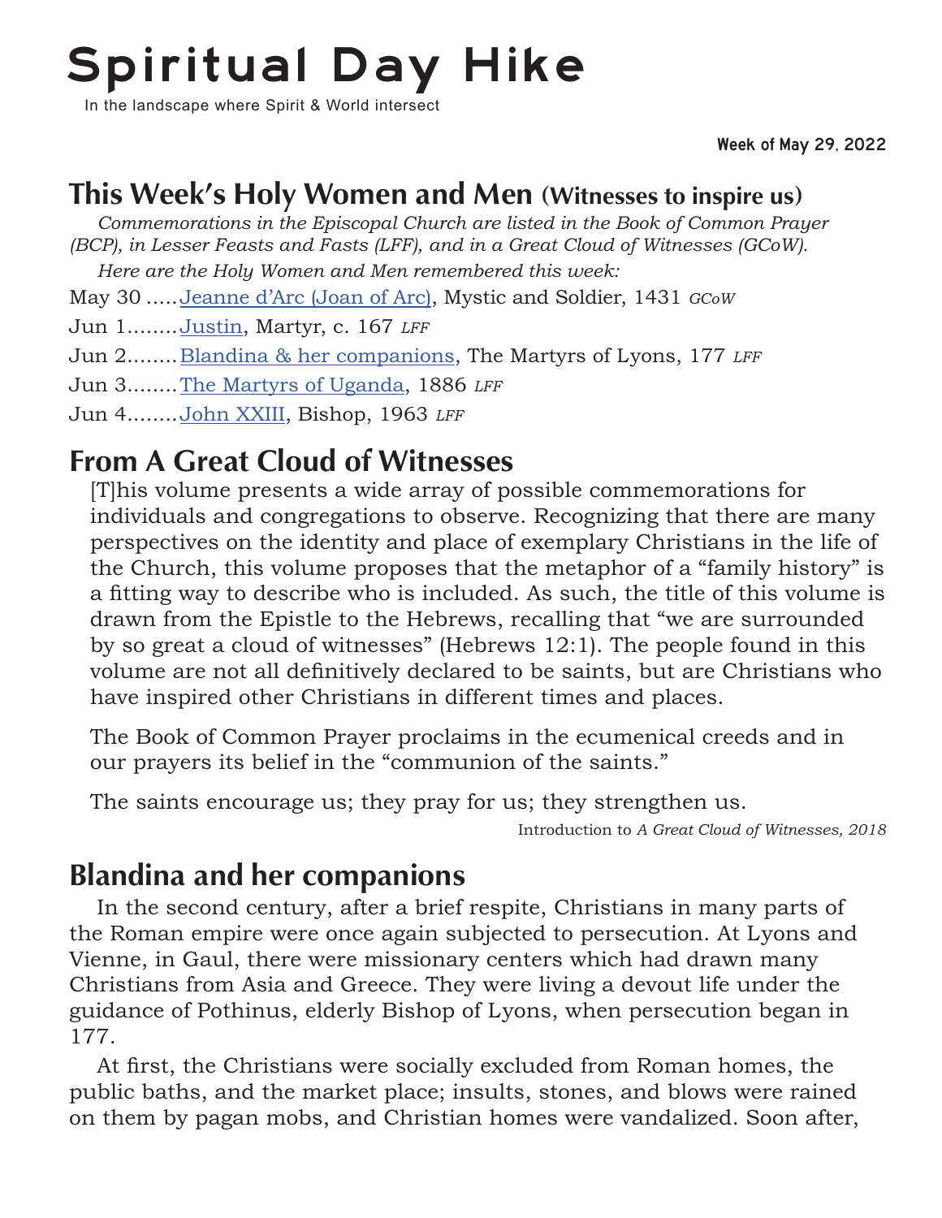# Spiritual Day Hike

In the landscape where Spirit & World intersect

**Week of May 29, 2022**

## This Week's Holy Women and Men (Witnesses to inspire us)

*Commemorations in the Episcopal Church are listed in the Book of Common Prayer (BCP), in Lesser Feasts and Fasts (LFF), and in a Great Cloud of Witnesses (GCoW).*

*Here are the Holy Women and Men remembered this week:*

May 30 ..... Jeanne d'Arc (Joan of Arc), Mystic and Soldier, 1431 *GCoW*

Jun 1........ Justin, Martyr, c. 167 *LFF*

Jun 2........ Blandina & her companions, The Martyrs of Lyons, 177 *LFF*

Jun 3........ The Martyrs of Uganda, 1886 *LFF*

Jun 4........ John XXIII, Bishop, 1963 *LFF*

## From A Great Cloud of Witnesses

[T]his volume presents a wide array of possible commemorations for individuals and congregations to observe. Recognizing that there are many perspectives on the identity and place of exemplary Christians in the life of the Church, this volume proposes that the metaphor of a "family history" is a fitting way to describe who is included. As such, the title of this volume is drawn from the Epistle to the Hebrews, recalling that "we are surrounded by so great a cloud of witnesses" (Hebrews 12:1). The people found in this volume are not all definitively declared to be saints, but are Christians who have inspired other Christians in different times and places.

The Book of Common Prayer proclaims in the ecumenical creeds and in our prayers its belief in the "communion of the saints."

The saints encourage us; they pray for us; they strengthen us.

Introduction to *A Great Cloud of Witnesses, 2018*

## Blandina and her companions

In the second century, after a brief respite, Christians in many parts of the Roman empire were once again subjected to persecution. At Lyons and Vienne, in Gaul, there were missionary centers which had drawn many Christians from Asia and Greece. They were living a devout life under the guidance of Pothinus, elderly Bishop of Lyons, when persecution began in 177.

At first, the Christians were socially excluded from Roman homes, the public baths, and the market place; insults, stones, and blows were rained on them by pagan mobs, and Christian homes were vandalized. Soon after,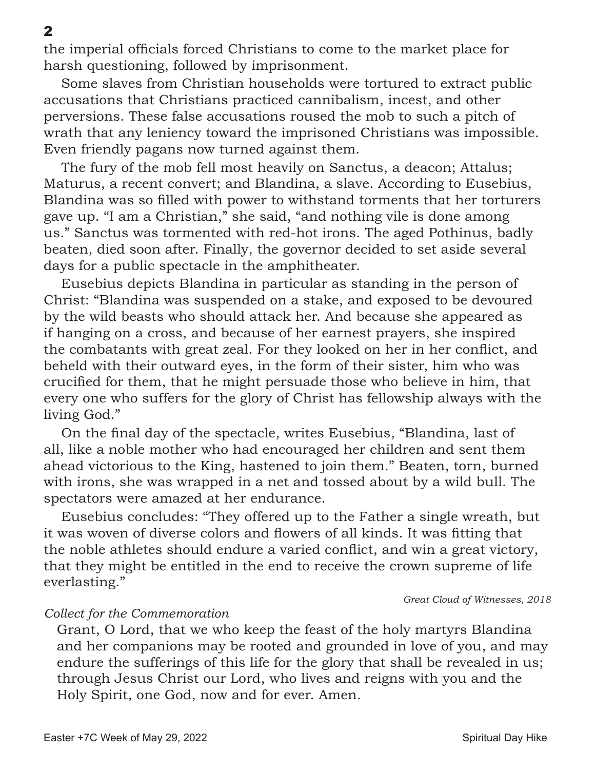the imperial officials forced Christians to come to the market place for harsh questioning, followed by imprisonment.

Some slaves from Christian households were tortured to extract public accusations that Christians practiced cannibalism, incest, and other perversions. These false accusations roused the mob to such a pitch of wrath that any leniency toward the imprisoned Christians was impossible. Even friendly pagans now turned against them.

The fury of the mob fell most heavily on Sanctus, a deacon; Attalus; Maturus, a recent convert; and Blandina, a slave. According to Eusebius, Blandina was so filled with power to withstand torments that her torturers gave up. "I am a Christian," she said, "and nothing vile is done among us." Sanctus was tormented with red-hot irons. The aged Pothinus, badly beaten, died soon after. Finally, the governor decided to set aside several days for a public spectacle in the amphitheater.

Eusebius depicts Blandina in particular as standing in the person of Christ: "Blandina was suspended on a stake, and exposed to be devoured by the wild beasts who should attack her. And because she appeared as if hanging on a cross, and because of her earnest prayers, she inspired the combatants with great zeal. For they looked on her in her conflict, and beheld with their outward eyes, in the form of their sister, him who was crucified for them, that he might persuade those who believe in him, that every one who suffers for the glory of Christ has fellowship always with the living God."

On the final day of the spectacle, writes Eusebius, "Blandina, last of all, like a noble mother who had encouraged her children and sent them ahead victorious to the King, hastened to join them." Beaten, torn, burned with irons, she was wrapped in a net and tossed about by a wild bull. The spectators were amazed at her endurance.

Eusebius concludes: "They offered up to the Father a single wreath, but it was woven of diverse colors and flowers of all kinds. It was fitting that the noble athletes should endure a varied conflict, and win a great victory, that they might be entitled in the end to receive the crown supreme of life everlasting."

*Great Cloud of Witnesses, 2018*

*Collect for the Commemoration*

Grant, O Lord, that we who keep the feast of the holy martyrs Blandina and her companions may be rooted and grounded in love of you, and may endure the sufferings of this life for the glory that shall be revealed in us; through Jesus Christ our Lord, who lives and reigns with you and the Holy Spirit, one God, now and for ever. Amen.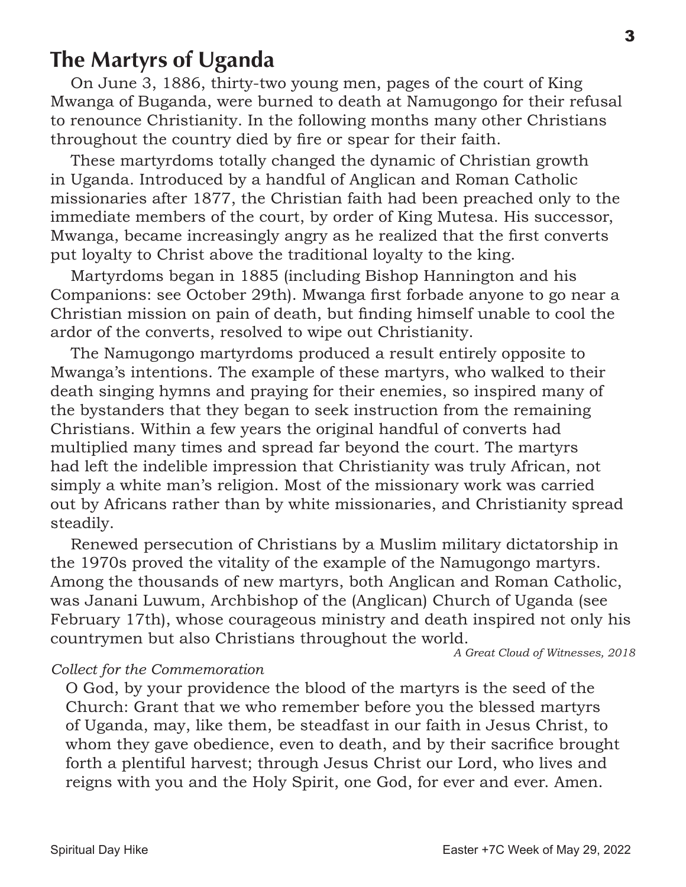## The Martyrs of Uganda

On June 3, 1886, thirty-two young men, pages of the court of King Mwanga of Buganda, were burned to death at Namugongo for their refusal to renounce Christianity. In the following months many other Christians throughout the country died by fire or spear for their faith.

These martyrdoms totally changed the dynamic of Christian growth in Uganda. Introduced by a handful of Anglican and Roman Catholic missionaries after 1877, the Christian faith had been preached only to the immediate members of the court, by order of King Mutesa. His successor, Mwanga, became increasingly angry as he realized that the first converts put loyalty to Christ above the traditional loyalty to the king.

Martyrdoms began in 1885 (including Bishop Hannington and his Companions: see October 29th). Mwanga first forbade anyone to go near a Christian mission on pain of death, but finding himself unable to cool the ardor of the converts, resolved to wipe out Christianity.

The Namugongo martyrdoms produced a result entirely opposite to Mwanga's intentions. The example of these martyrs, who walked to their death singing hymns and praying for their enemies, so inspired many of the bystanders that they began to seek instruction from the remaining Christians. Within a few years the original handful of converts had multiplied many times and spread far beyond the court. The martyrs had left the indelible impression that Christianity was truly African, not simply a white man's religion. Most of the missionary work was carried out by Africans rather than by white missionaries, and Christianity spread steadily.

Renewed persecution of Christians by a Muslim military dictatorship in the 1970s proved the vitality of the example of the Namugongo martyrs. Among the thousands of new martyrs, both Anglican and Roman Catholic, was Janani Luwum, Archbishop of the (Anglican) Church of Uganda (see February 17th), whose courageous ministry and death inspired not only his countrymen but also Christians throughout the world.

*A Great Cloud of Witnesses, 2018*

*Collect for the Commemoration*

O God, by your providence the blood of the martyrs is the seed of the Church: Grant that we who remember before you the blessed martyrs of Uganda, may, like them, be steadfast in our faith in Jesus Christ, to whom they gave obedience, even to death, and by their sacrifice brought forth a plentiful harvest; through Jesus Christ our Lord, who lives and reigns with you and the Holy Spirit, one God, for ever and ever. Amen.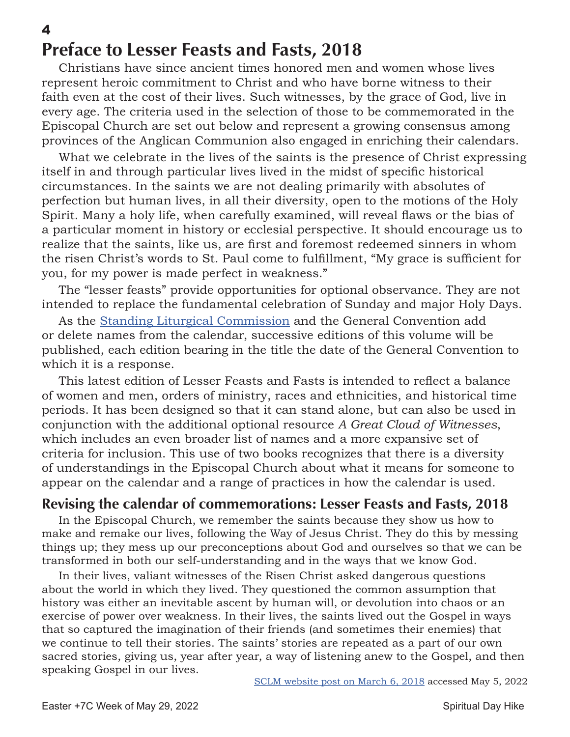# 4

## Preface to Lesser Feasts and Fasts, 2018

Christians have since ancient times honored men and women whose lives represent heroic commitment to Christ and who have borne witness to their faith even at the cost of their lives. Such witnesses, by the grace of God, live in every age. The criteria used in the selection of those to be commemorated in the Episcopal Church are set out below and represent a growing consensus among provinces of the Anglican Communion also engaged in enriching their calendars.

What we celebrate in the lives of the saints is the presence of Christ expressing itself in and through particular lives lived in the midst of specific historical circumstances. In the saints we are not dealing primarily with absolutes of perfection but human lives, in all their diversity, open to the motions of the Holy Spirit. Many a holy life, when carefully examined, will reveal flaws or the bias of a particular moment in history or ecclesial perspective. It should encourage us to realize that the saints, like us, are first and foremost redeemed sinners in whom the risen Christ's words to St. Paul come to fulfillment, "My grace is sufficient for you, for my power is made perfect in weakness."

The "lesser feasts" provide opportunities for optional observance. They are not intended to replace the fundamental celebration of Sunday and major Holy Days.

As the Standing Liturgical Commission and the General Convention add or delete names from the calendar, successive editions of this volume will be published, each edition bearing in the title the date of the General Convention to which it is a response.

This latest edition of Lesser Feasts and Fasts is intended to reflect a balance of women and men, orders of ministry, races and ethnicities, and historical time periods. It has been designed so that it can stand alone, but can also be used in conjunction with the additional optional resource *A Great Cloud of Witnesses*, which includes an even broader list of names and a more expansive set of criteria for inclusion. This use of two books recognizes that there is a diversity of understandings in the Episcopal Church about what it means for someone to appear on the calendar and a range of practices in how the calendar is used.

## Revising the calendar of commemorations: Lesser Feasts and Fasts, 2018

In the Episcopal Church, we remember the saints because they show us how to make and remake our lives, following the Way of Jesus Christ. They do this by messing things up; they mess up our preconceptions about God and ourselves so that we can be transformed in both our self-understanding and in the ways that we know God.

In their lives, valiant witnesses of the Risen Christ asked dangerous questions about the world in which they lived. They questioned the common assumption that history was either an inevitable ascent by human will, or devolution into chaos or an exercise of power over weakness. In their lives, the saints lived out the Gospel in ways that so captured the imagination of their friends (and sometimes their enemies) that we continue to tell their stories. The saints' stories are repeated as a part of our own sacred stories, giving us, year after year, a way of listening anew to the Gospel, and then speaking Gospel in our lives.

SCLM website post on March 6, 2018 accessed May 5, 2022